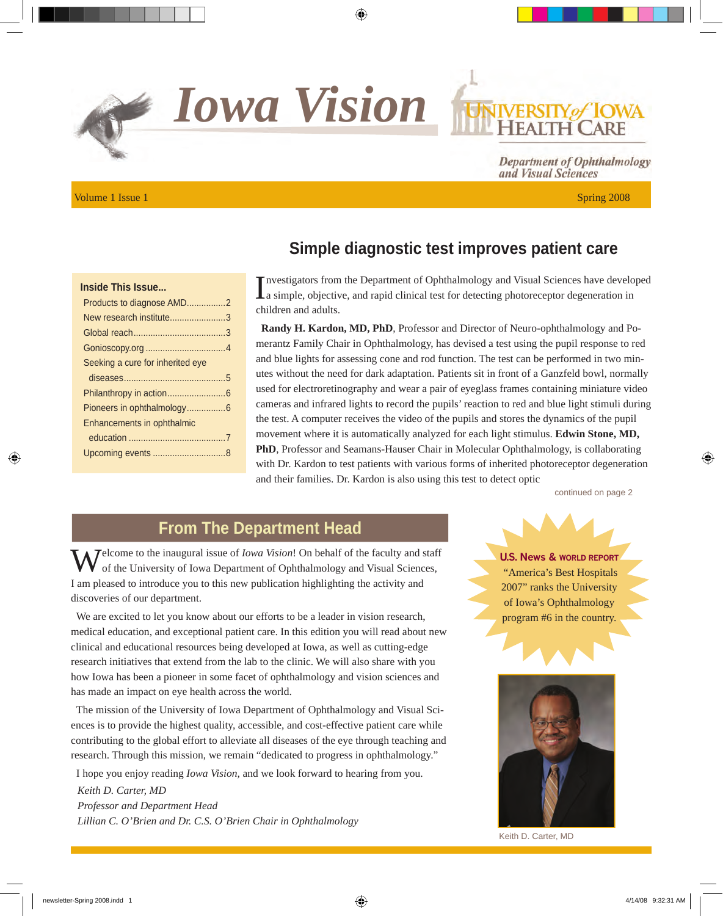# Iowa Vision

University of Iowa Health Care

Department of Ophthalmology and Visual Sciences

Volume 1 Issue 1 — Spring 2008

## Simple diagnostic test improves patient care

**Inside This Issue...**

- Products to diagnose AMD................2
- New research institute.......................3
- Global reach......................................3
- Gonioscopy.org .................................4
- Seeking a cure for inherited eye diseases..........................................5
- Philanthropy in action........................6
- Pioneers in ophthalmology................6
- Enhancements in ophthalmic education ........................................7
- Upcoming events ..............................8

Investigators from the Department of Ophthalmology and Visual Sciences have developed a simple, objective, and rapid clinical test for detecting photoreceptor degeneration in children and adults.

**Randy H. Kardon, MD, PhD**, Professor and Director of Neuro-ophthalmology and Pomerantz Family Chair in Ophthalmology, has devised a test using the pupil response to red and blue lights for assessing cone and rod function. The test can be performed in two minutes without the need for dark adaptation. Patients sit in front of a Ganzfeld bowl, normally used for electroretinography and wear a pair of eyeglass frames containing miniature video cameras and infrared lights to record the pupils' reaction to red and blue light stimuli during the test. A computer receives the video of the pupils and stores the dynamics of the pupil movement where it is automatically analyzed for each light stimulus. **Edwin Stone, MD, PhD**, Professor and Seamans-Hauser Chair in Molecular Ophthalmology, is collaborating with Dr. Kardon to test patients with various forms of inherited photoreceptor degeneration and their families. Dr. Kardon is also using this test to detect optic

continued on page 2

## From The Department Head

Welcome to the inaugural issue of *Iowa Vision*! On behalf of the faculty and staff of the University of Iowa Department of Ophthalmology and Visual Sciences, I am pleased to introduce you to this new publication highlighting the activity and discoveries of our department.

We are excited to let you know about our efforts to be a leader in vision research, medical education, and exceptional patient care. In this edition you will read about new clinical and educational resources being developed at Iowa, as well as cutting-edge research initiatives that extend from the lab to the clinic. We will also share with you how Iowa has been a pioneer in some facet of ophthalmology and vision sciences and has made an impact on eye health across the world.

The mission of the University of Iowa Department of Ophthalmology and Visual Sciences is to provide the highest quality, accessible, and cost-effective patient care while contributing to the global effort to alleviate all diseases of the eye through teaching and research. Through this mission, we remain "dedicated to progress in ophthalmology."

I hope you enjoy reading *Iowa Vision,* and we look forward to hearing from you.

*Keith D. Carter, MD*
*Professor and Department Head*
*Lillian C. O'Brien and Dr. C.S. O'Brien Chair in Ophthalmology*

**U.S. News & World Report** "America's Best Hospitals 2007" ranks the University of Iowa's Ophthalmology program #6 in the country.

Keith D. Carter, MD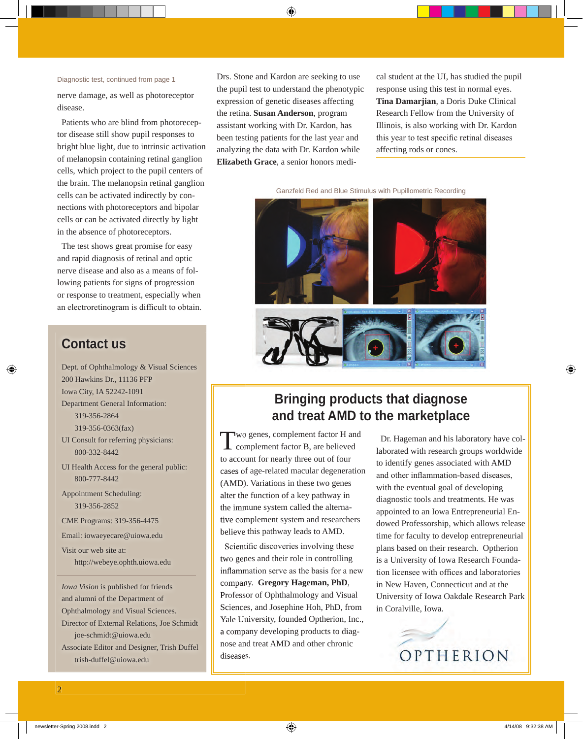Diagnostic test, continued from page 1

nerve damage, as well as photoreceptor disease.

Patients who are blind from photoreceptor disease still show pupil responses to bright blue light, due to intrinsic activation of melanopsin containing retinal ganglion cells, which project to the pupil centers of the brain. The melanopsin retinal ganglion cells can be activated indirectly by connections with photoreceptors and bipolar cells or can be activated directly by light in the absence of photoreceptors.

The test shows great promise for easy and rapid diagnosis of retinal and optic nerve disease and also as a means of following patients for signs of progression or response to treatment, especially when an electroretinogram is difficult to obtain.

Drs. Stone and Kardon are seeking to use the pupil test to understand the phenotypic expression of genetic diseases affecting the retina. **Susan Anderson**, program assistant working with Dr. Kardon, has been testing patients for the last year and analyzing the data with Dr. Kardon while **Elizabeth Grace**, a senior honors medical student at the UI, has studied the pupil response using this test in normal eyes. **Tina Damarjian**, a Doris Duke Clinical Research Fellow from the University of Illinois, is also working with Dr. Kardon this year to test specific retinal diseases affecting rods or cones.

Ganzfeld Red and Blue Stimulus with Pupillometric Recording

## Contact us

Dept. of Ophthalmology & Visual Sciences
200 Hawkins Dr., 11136 PFP
Iowa City, IA 52242-1091

Department General Information:
319-356-2864
319-356-0363(fax)

UI Consult for referring physicians:
800-332-8442

UI Health Access for the general public:
800-777-8442

Appointment Scheduling:
319-356-2852

CME Programs: 319-356-4475

Email: iowaeyecare@uiowa.edu

Visit our web site at:
http://webeye.ophth.uiowa.edu

*Iowa Vision* is published for friends and alumni of the Department of Ophthalmology and Visual Sciences.

Director of External Relations, Joe Schmidt
joe-schmidt@uiowa.edu

Associate Editor and Designer, Trish Duffel
trish-duffel@uiowa.edu

## Bringing products that diagnose and treat AMD to the marketplace

Two genes, complement factor H and complement factor B, are believed to account for nearly three out of four cases of age-related macular degeneration (AMD). Variations in these two genes alter the function of a key pathway in the immune system called the alternative complement system and researchers believe this pathway leads to AMD.

Scientific discoveries involving these two genes and their role in controlling inflammation serve as the basis for a new company. **Gregory Hageman, PhD**, Professor of Ophthalmology and Visual Sciences, and Josephine Hoh, PhD, from Yale University, founded Optherion, Inc., a company developing products to diagnose and treat AMD and other chronic diseases.

Dr. Hageman and his laboratory have collaborated with research groups worldwide to identify genes associated with AMD and other inflammation-based diseases, with the eventual goal of developing diagnostic tools and treatments. He was appointed to an Iowa Entrepreneurial Endowed Professorship, which allows release time for faculty to develop entrepreneurial plans based on their research. Optherion is a University of Iowa Research Foundation licensee with offices and laboratories in New Haven, Connecticut and at the University of Iowa Oakdale Research Park in Coralville, Iowa.

OPTHERION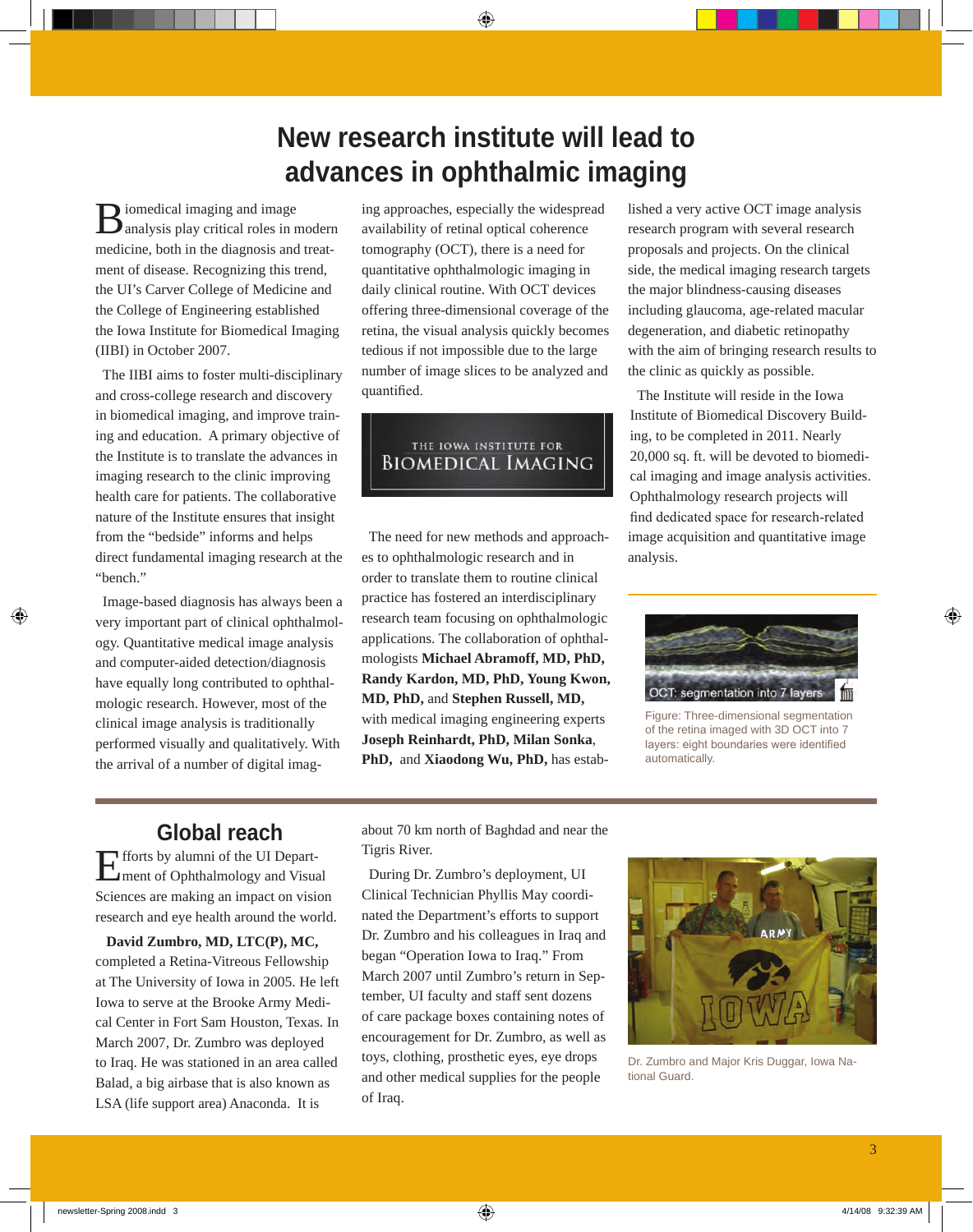# New research institute will lead to advances in ophthalmic imaging

Biomedical imaging and image analysis play critical roles in modern medicine, both in the diagnosis and treatment of disease. Recognizing this trend, the UI's Carver College of Medicine and the College of Engineering established the Iowa Institute for Biomedical Imaging (IIBI) in October 2007.

The IIBI aims to foster multi-disciplinary and cross-college research and discovery in biomedical imaging, and improve training and education. A primary objective of the Institute is to translate the advances in imaging research to the clinic improving health care for patients. The collaborative nature of the Institute ensures that insight from the "bedside" informs and helps direct fundamental imaging research at the "bench."

Image-based diagnosis has always been a very important part of clinical ophthalmology. Quantitative medical image analysis and computer-aided detection/diagnosis have equally long contributed to ophthalmologic research. However, most of the clinical image analysis is traditionally performed visually and qualitatively. With the arrival of a number of digital imaging approaches, especially the widespread availability of retinal optical coherence tomography (OCT), there is a need for quantitative ophthalmologic imaging in daily clinical routine. With OCT devices offering three-dimensional coverage of the retina, the visual analysis quickly becomes tedious if not impossible due to the large number of image slices to be analyzed and quantified.

THE IOWA INSTITUTE FOR BIOMEDICAL IMAGING

The need for new methods and approaches to ophthalmologic research and in order to translate them to routine clinical practice has fostered an interdisciplinary research team focusing on ophthalmologic applications. The collaboration of ophthalmologists **Michael Abramoff, MD, PhD, Randy Kardon, MD, PhD, Young Kwon, MD, PhD,** and **Stephen Russell, MD,** with medical imaging engineering experts **Joseph Reinhardt, PhD, Milan Sonka**, **PhD,** and **Xiaodong Wu, PhD,** has established a very active OCT image analysis research program with several research proposals and projects. On the clinical side, the medical imaging research targets the major blindness-causing diseases including glaucoma, age-related macular degeneration, and diabetic retinopathy with the aim of bringing research results to the clinic as quickly as possible.

The Institute will reside in the Iowa Institute of Biomedical Discovery Building, to be completed in 2011. Nearly 20,000 sq. ft. will be devoted to biomedical imaging and image analysis activities. Ophthalmology research projects will find dedicated space for research-related image acquisition and quantitative image analysis.

OCT: segmentation into 7 layers

Figure: Three-dimensional segmentation of the retina imaged with 3D OCT into 7 layers: eight boundaries were identified automatically.

## Global reach

Efforts by alumni of the UI Department of Ophthalmology and Visual Sciences are making an impact on vision research and eye health around the world.

**David Zumbro, MD, LTC(P), MC,** completed a Retina-Vitreous Fellowship at The University of Iowa in 2005. He left Iowa to serve at the Brooke Army Medical Center in Fort Sam Houston, Texas. In March 2007, Dr. Zumbro was deployed to Iraq. He was stationed in an area called Balad, a big airbase that is also known as LSA (life support area) Anaconda. It is about 70 km north of Baghdad and near the Tigris River.

During Dr. Zumbro's deployment, UI Clinical Technician Phyllis May coordinated the Department's efforts to support Dr. Zumbro and his colleagues in Iraq and began "Operation Iowa to Iraq." From March 2007 until Zumbro's return in September, UI faculty and staff sent dozens of care package boxes containing notes of encouragement for Dr. Zumbro, as well as toys, clothing, prosthetic eyes, eye drops and other medical supplies for the people of Iraq.

Dr. Zumbro and Major Kris Duggar, Iowa National Guard.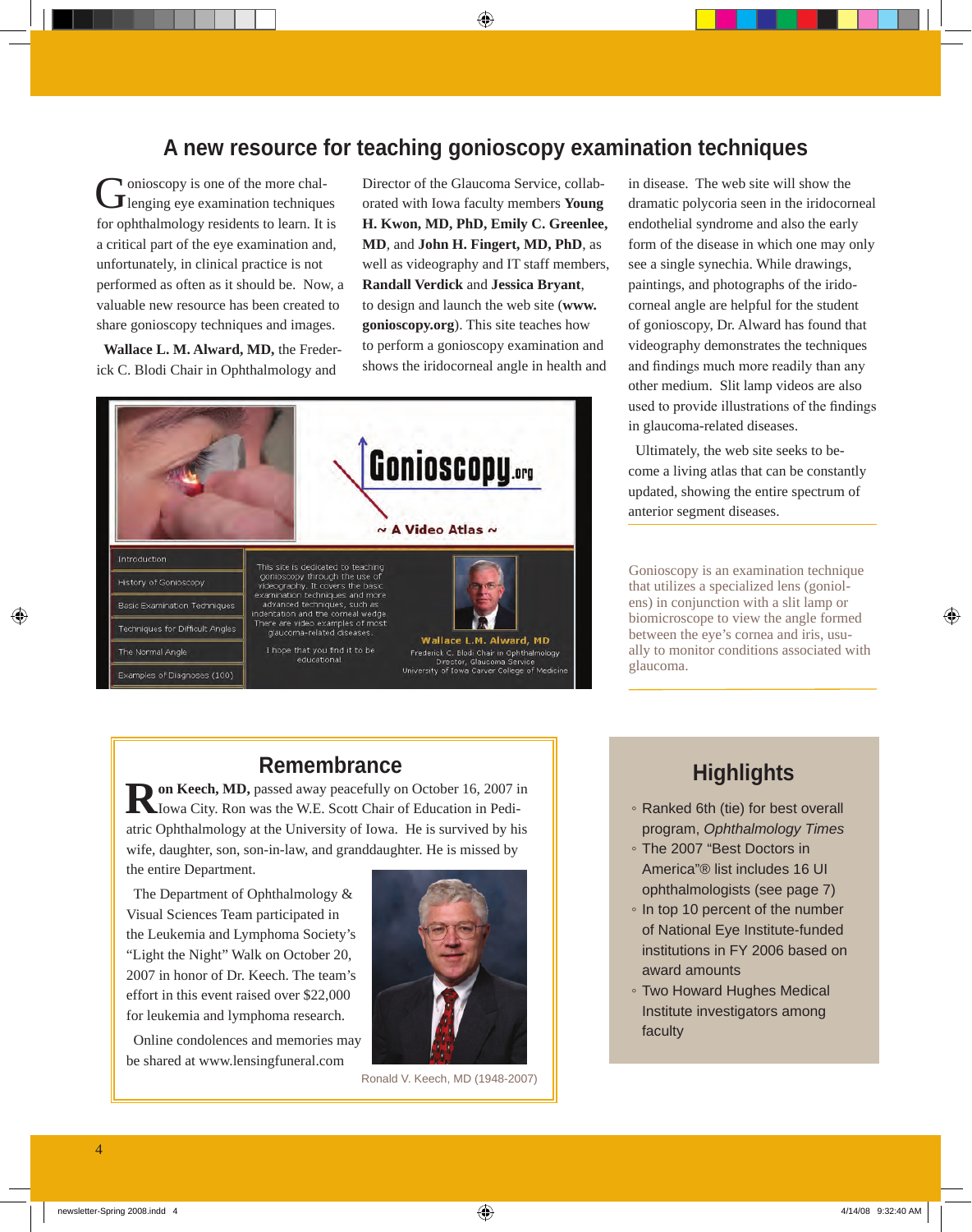# A new resource for teaching gonioscopy examination techniques

Gonioscopy is one of the more challenging eye examination techniques for ophthalmology residents to learn. It is a critical part of the eye examination and, unfortunately, in clinical practice is not performed as often as it should be. Now, a valuable new resource has been created to share gonioscopy techniques and images.

**Wallace L. M. Alward, MD,** the Frederick C. Blodi Chair in Ophthalmology and Director of the Glaucoma Service, collaborated with Iowa faculty members **Young H. Kwon, MD, PhD, Emily C. Greenlee, MD**, and **John H. Fingert, MD, PhD**, as well as videography and IT staff members, **Randall Verdick** and **Jessica Bryant**, to design and launch the web site (**www.gonioscopy.org**). This site teaches how to perform a gonioscopy examination and shows the iridocorneal angle in health and in disease. The web site will show the dramatic polycoria seen in the iridocorneal endothelial syndrome and also the early form of the disease in which one may only see a single synechia. While drawings, paintings, and photographs of the iridocorneal angle are helpful for the student of gonioscopy, Dr. Alward has found that videography demonstrates the techniques and findings much more readily than any other medium. Slit lamp videos are also used to provide illustrations of the findings in glaucoma-related diseases.

Ultimately, the web site seeks to become a living atlas that can be constantly updated, showing the entire spectrum of anterior segment diseases.

Gonioscopy is an examination technique that utilizes a specialized lens (gonioLens) in conjunction with a slit lamp or biomicroscope to view the angle formed between the eye's cornea and iris, usually to monitor conditions associated with glaucoma.

## Remembrance

**Ron Keech, MD,** passed away peacefully on October 16, 2007 in Iowa City. Ron was the W.E. Scott Chair of Education in Pediatric Ophthalmology at the University of Iowa. He is survived by his wife, daughter, son, son-in-law, and granddaughter. He is missed by the entire Department.

The Department of Ophthalmology & Visual Sciences Team participated in the Leukemia and Lymphoma Society's "Light the Night" Walk on October 20, 2007 in honor of Dr. Keech. The team's effort in this event raised over $22,000 for leukemia and lymphoma research.

Online condolences and memories may be shared at www.lensingfuneral.com

Ronald V. Keech, MD (1948-2007)

## Highlights

- Ranked 6th (tie) for best overall program, *Ophthalmology Times*
- The 2007 "Best Doctors in America"® list includes 16 UI ophthalmologists (see page 7)
- In top 10 percent of the number of National Eye Institute-funded institutions in FY 2006 based on award amounts
- Two Howard Hughes Medical Institute investigators among faculty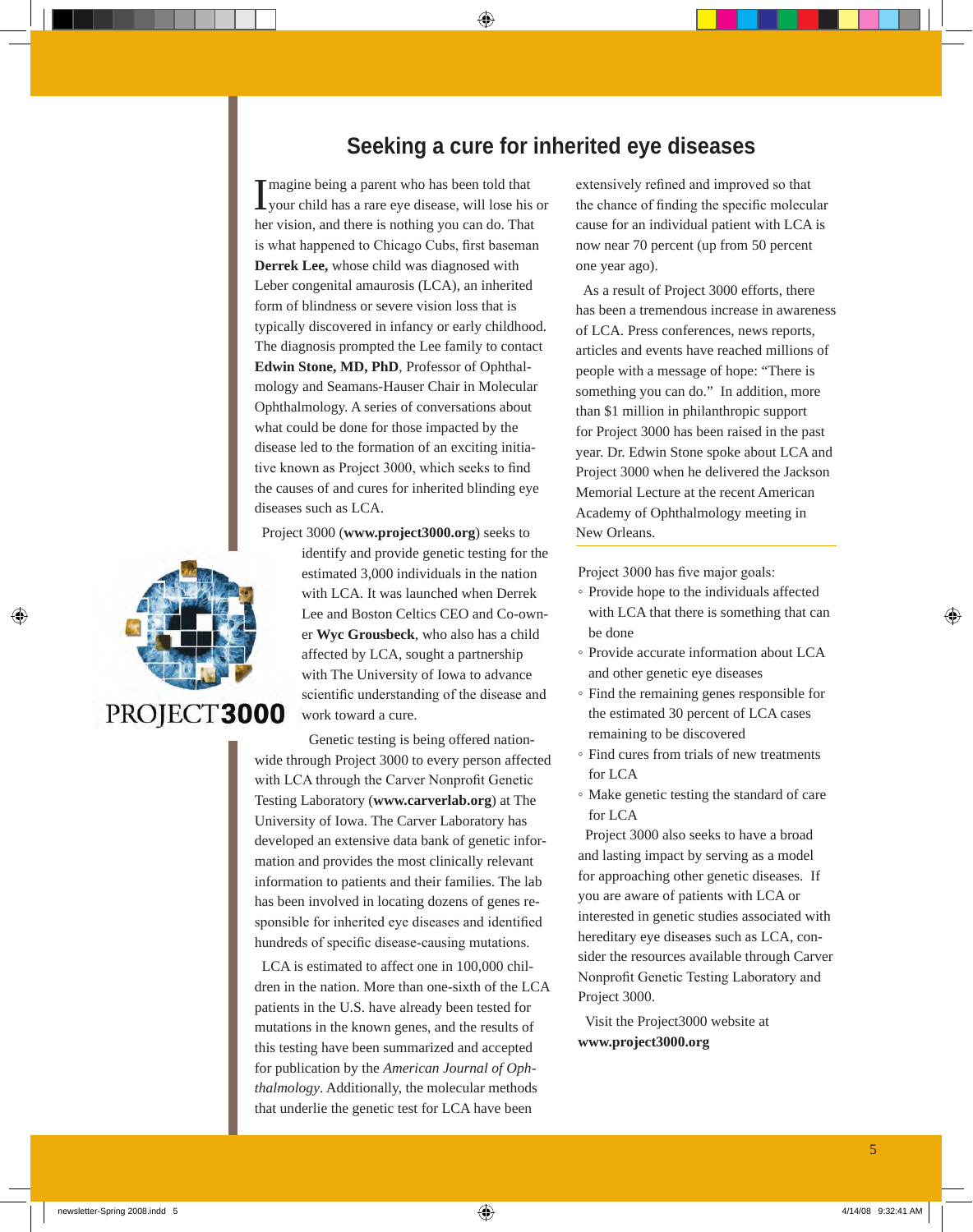## Seeking a cure for inherited eye diseases

Imagine being a parent who has been told that your child has a rare eye disease, will lose his or her vision, and there is nothing you can do. That is what happened to Chicago Cubs, first baseman **Derrek Lee,** whose child was diagnosed with Leber congenital amaurosis (LCA), an inherited form of blindness or severe vision loss that is typically discovered in infancy or early childhood. The diagnosis prompted the Lee family to contact **Edwin Stone, MD, PhD**, Professor of Ophthalmology and Seamans-Hauser Chair in Molecular Ophthalmology. A series of conversations about what could be done for those impacted by the disease led to the formation of an exciting initiative known as Project 3000, which seeks to find the causes of and cures for inherited blinding eye diseases such as LCA.

Project 3000 (**www.project3000.org**) seeks to identify and provide genetic testing for the estimated 3,000 individuals in the nation with LCA. It was launched when Derrek Lee and Boston Celtics CEO and Co-owner **Wyc Grousbeck**, who also has a child affected by LCA, sought a partnership with The University of Iowa to advance scientific understanding of the disease and work toward a cure.

PROJECT**3000**

Genetic testing is being offered nationwide through Project 3000 to every person affected with LCA through the Carver Nonprofit Genetic Testing Laboratory (**www.carverlab.org**) at The University of Iowa. The Carver Laboratory has developed an extensive data bank of genetic information and provides the most clinically relevant information to patients and their families. The lab has been involved in locating dozens of genes responsible for inherited eye diseases and identified hundreds of specific disease-causing mutations.

LCA is estimated to affect one in 100,000 children in the nation. More than one-sixth of the LCA patients in the U.S. have already been tested for mutations in the known genes, and the results of this testing have been summarized and accepted for publication by the *American Journal of Ophthalmology*. Additionally, the molecular methods that underlie the genetic test for LCA have been extensively refined and improved so that the chance of finding the specific molecular cause for an individual patient with LCA is now near 70 percent (up from 50 percent one year ago).

As a result of Project 3000 efforts, there has been a tremendous increase in awareness of LCA. Press conferences, news reports, articles and events have reached millions of people with a message of hope: "There is something you can do." In addition, more than $1 million in philanthropic support for Project 3000 has been raised in the past year. Dr. Edwin Stone spoke about LCA and Project 3000 when he delivered the Jackson Memorial Lecture at the recent American Academy of Ophthalmology meeting in New Orleans.

Project 3000 has five major goals:

- Provide hope to the individuals affected with LCA that there is something that can be done
- Provide accurate information about LCA and other genetic eye diseases
- Find the remaining genes responsible for the estimated 30 percent of LCA cases remaining to be discovered
- Find cures from trials of new treatments for LCA
- Make genetic testing the standard of care for LCA

Project 3000 also seeks to have a broad and lasting impact by serving as a model for approaching other genetic diseases. If you are aware of patients with LCA or interested in genetic studies associated with hereditary eye diseases such as LCA, consider the resources available through Carver Nonprofit Genetic Testing Laboratory and Project 3000.

Visit the Project3000 website at **www.project3000.org**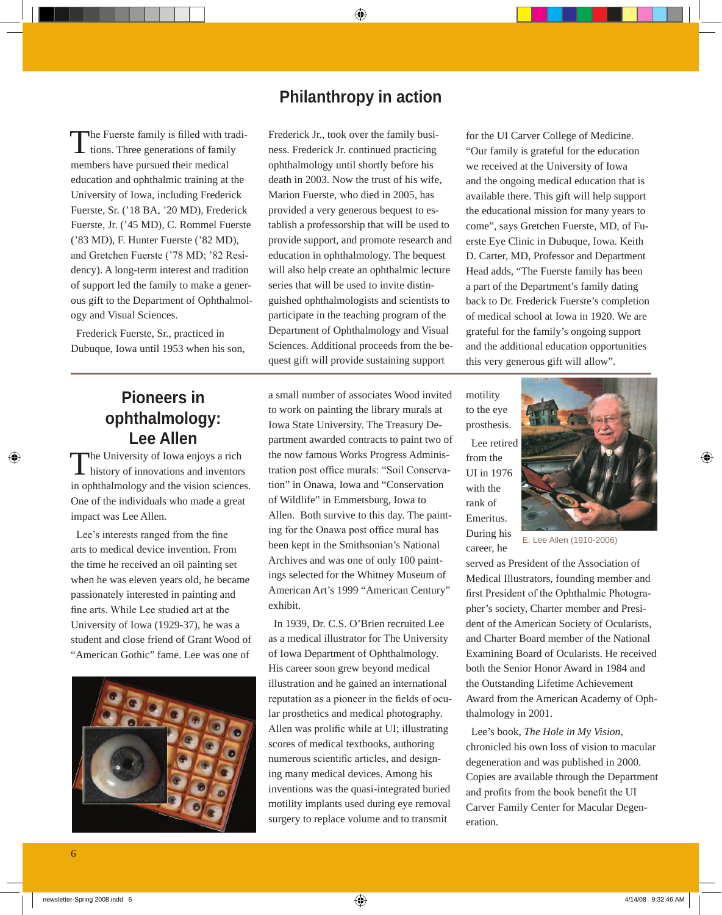# Philanthropy in action

The Fuerste family is filled with traditions. Three generations of family members have pursued their medical education and ophthalmic training at the University of Iowa, including Frederick Fuerste, Sr. ('18 BA, '20 MD), Frederick Fuerste, Jr. ('45 MD), C. Rommel Fuerste ('83 MD), F. Hunter Fuerste ('82 MD), and Gretchen Fuerste ('78 MD; '82 Residency). A long-term interest and tradition of support led the family to make a generous gift to the Department of Ophthalmology and Visual Sciences.

Frederick Fuerste, Sr., practiced in Dubuque, Iowa until 1953 when his son, Frederick Jr., took over the family business. Frederick Jr. continued practicing ophthalmology until shortly before his death in 2003. Now the trust of his wife, Marion Fuerste, who died in 2005, has provided a very generous bequest to establish a professorship that will be used to provide support, and promote research and education in ophthalmology. The bequest will also help create an ophthalmic lecture series that will be used to invite distinguished ophthalmologists and scientists to participate in the teaching program of the Department of Ophthalmology and Visual Sciences. Additional proceeds from the bequest gift will provide sustaining support for the UI Carver College of Medicine. "Our family is grateful for the education we received at the University of Iowa and the ongoing medical education that is available there. This gift will help support the educational mission for many years to come", says Gretchen Fuerste, MD, of Fuerste Eye Clinic in Dubuque, Iowa. Keith D. Carter, MD, Professor and Department Head adds, "The Fuerste family has been a part of the Department's family dating back to Dr. Frederick Fuerste's completion of medical school at Iowa in 1920. We are grateful for the family's ongoing support and the additional education opportunities this very generous gift will allow".

## Pioneers in ophthalmology: Lee Allen

The University of Iowa enjoys a rich history of innovations and inventors in ophthalmology and the vision sciences. One of the individuals who made a great impact was Lee Allen.

Lee's interests ranged from the fine arts to medical device invention. From the time he received an oil painting set when he was eleven years old, he became passionately interested in painting and fine arts. While Lee studied art at the University of Iowa (1929-37), he was a student and close friend of Grant Wood of "American Gothic" fame. Lee was one of a small number of associates Wood invited to work on painting the library murals at Iowa State University. The Treasury Department awarded contracts to paint two of the now famous Works Progress Administration post office murals: "Soil Conservation" in Onawa, Iowa and "Conservation of Wildlife" in Emmetsburg, Iowa to Allen. Both survive to this day. The painting for the Onawa post office mural has been kept in the Smithsonian's National Archives and was one of only 100 paintings selected for the Whitney Museum of American Art's 1999 "American Century" exhibit.

In 1939, Dr. C.S. O'Brien recruited Lee as a medical illustrator for The University of Iowa Department of Ophthalmology. His career soon grew beyond medical illustration and he gained an international reputation as a pioneer in the fields of ocular prosthetics and medical photography. Allen was prolific while at UI; illustrating scores of medical textbooks, authoring numerous scientific articles, and designing many medical devices. Among his inventions was the quasi-integrated buried motility implants used during eye removal surgery to replace volume and to transmit motility to the eye prosthesis.

Lee retired from the UI in 1976 with the rank of Emeritus. During his career, he served as President of the Association of Medical Illustrators, founding member and first President of the Ophthalmic Photographer's society, Charter member and President of the American Society of Ocularists, and Charter Board member of the National Examining Board of Ocularists. He received both the Senior Honor Award in 1984 and the Outstanding Lifetime Achievement Award from the American Academy of Ophthalmology in 2001.

E. Lee Allen (1910-2006)

Lee's book, *The Hole in My Vision*, chronicled his own loss of vision to macular degeneration and was published in 2000. Copies are available through the Department and profits from the book benefit the UI Carver Family Center for Macular Degeneration.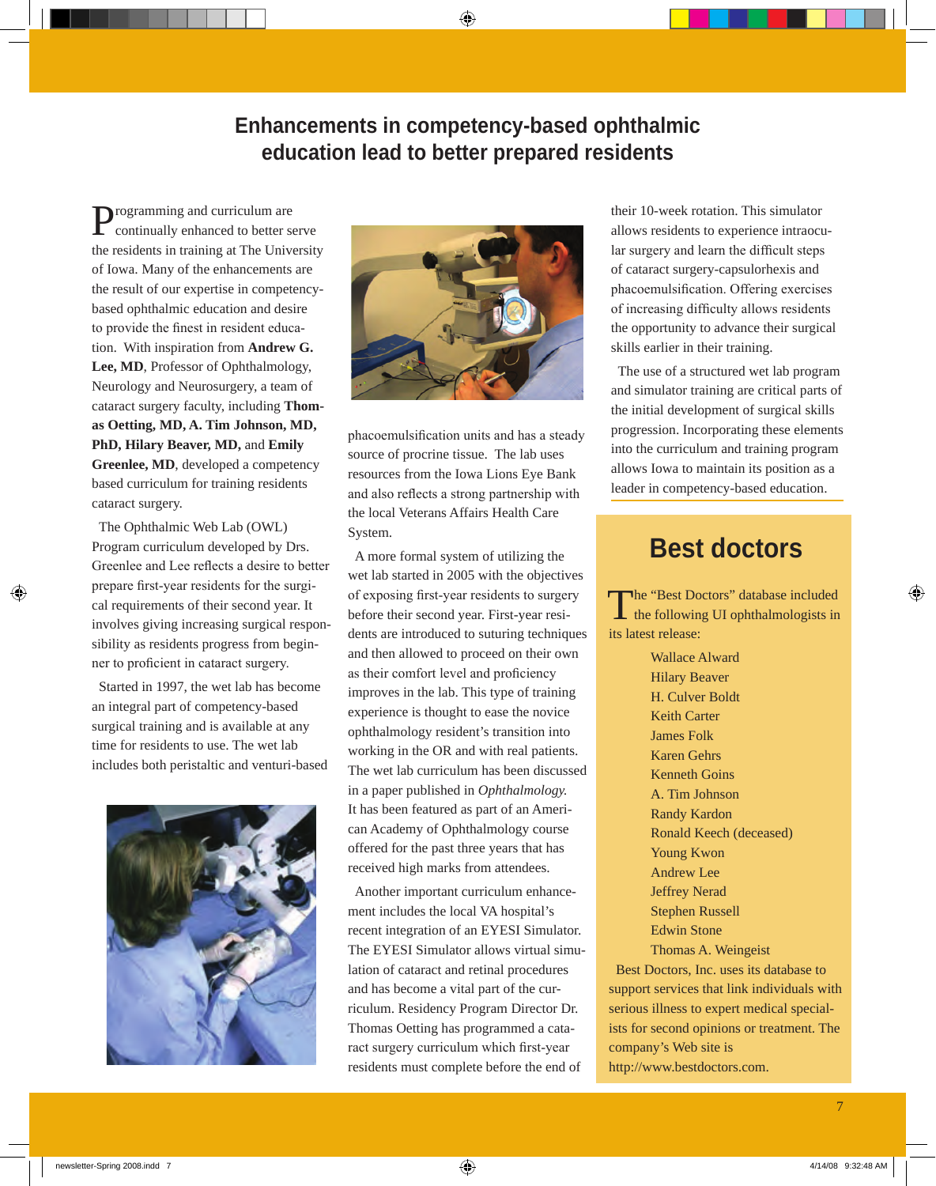# Enhancements in competency-based ophthalmic education lead to better prepared residents

Programming and curriculum are continually enhanced to better serve the residents in training at The University of Iowa. Many of the enhancements are the result of our expertise in competency-based ophthalmic education and desire to provide the finest in resident education. With inspiration from **Andrew G. Lee, MD**, Professor of Ophthalmology, Neurology and Neurosurgery, a team of cataract surgery faculty, including **Thomas Oetting, MD, A. Tim Johnson, MD, PhD, Hilary Beaver, MD,** and **Emily Greenlee, MD**, developed a competency based curriculum for training residents cataract surgery.

The Ophthalmic Web Lab (OWL) Program curriculum developed by Drs. Greenlee and Lee reflects a desire to better prepare first-year residents for the surgical requirements of their second year. It involves giving increasing surgical responsibility as residents progress from beginner to proficient in cataract surgery.

Started in 1997, the wet lab has become an integral part of competency-based surgical training and is available at any time for residents to use. The wet lab includes both peristaltic and venturi-based phacoemulsification units and has a steady source of procrine tissue. The lab uses resources from the Iowa Lions Eye Bank and also reflects a strong partnership with the local Veterans Affairs Health Care System.

A more formal system of utilizing the wet lab started in 2005 with the objectives of exposing first-year residents to surgery before their second year. First-year residents are introduced to suturing techniques and then allowed to proceed on their own as their comfort level and proficiency improves in the lab. This type of training experience is thought to ease the novice ophthalmology resident's transition into working in the OR and with real patients. The wet lab curriculum has been discussed in a paper published in *Ophthalmology.* It has been featured as part of an American Academy of Ophthalmology course offered for the past three years that has received high marks from attendees.

Another important curriculum enhancement includes the local VA hospital's recent integration of an EYESI Simulator. The EYESI Simulator allows virtual simulation of cataract and retinal procedures and has become a vital part of the curriculum. Residency Program Director Dr. Thomas Oetting has programmed a cataract surgery curriculum which first-year residents must complete before the end of their 10-week rotation. This simulator allows residents to experience intraocular surgery and learn the difficult steps of cataract surgery-capsulorhexis and phacoemulsification. Offering exercises of increasing difficulty allows residents the opportunity to advance their surgical skills earlier in their training.

The use of a structured wet lab program and simulator training are critical parts of the initial development of surgical skills progression. Incorporating these elements into the curriculum and training program allows Iowa to maintain its position as a leader in competency-based education.

## Best doctors

The "Best Doctors" database included the following UI ophthalmologists in its latest release:

- Wallace Alward
- Hilary Beaver
- H. Culver Boldt
- Keith Carter
- James Folk
- Karen Gehrs
- Kenneth Goins
- A. Tim Johnson
- Randy Kardon
- Ronald Keech (deceased)
- Young Kwon
- Andrew Lee
- Jeffrey Nerad
- Stephen Russell
- Edwin Stone
- Thomas A. Weingeist

Best Doctors, Inc. uses its database to support services that link individuals with serious illness to expert medical specialists for second opinions or treatment. The company's Web site is http://www.bestdoctors.com.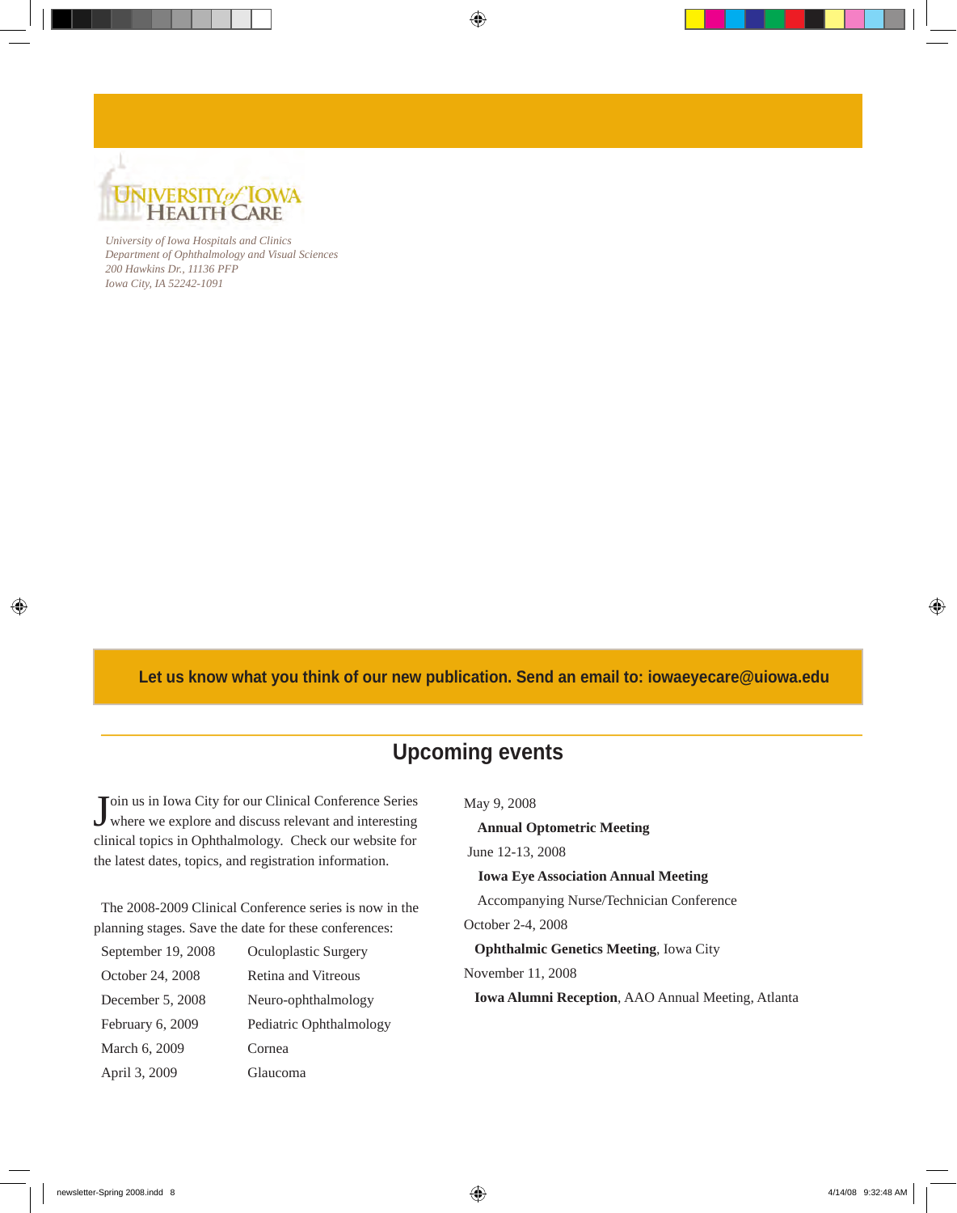UNIVERSITY of IOWA HEALTH CARE

*University of Iowa Hospitals and Clinics*
*Department of Ophthalmology and Visual Sciences*
*200 Hawkins Dr., 11136 PFP*
*Iowa City, IA 52242-1091*

**Let us know what you think of our new publication. Send an email to: iowaeyecare@uiowa.edu**

## Upcoming events

Join us in Iowa City for our Clinical Conference Series where we explore and discuss relevant and interesting clinical topics in Ophthalmology. Check our website for the latest dates, topics, and registration information.

The 2008-2009 Clinical Conference series is now in the planning stages. Save the date for these conferences:

| | |
|---|---|
| September 19, 2008 | Oculoplastic Surgery |
| October 24, 2008 | Retina and Vitreous |
| December 5, 2008 | Neuro-ophthalmology |
| February 6, 2009 | Pediatric Ophthalmology |
| March 6, 2009 | Cornea |
| April 3, 2009 | Glaucoma |

May 9, 2008
**Annual Optometric Meeting**

June 12-13, 2008
**Iowa Eye Association Annual Meeting**
Accompanying Nurse/Technician Conference

October 2-4, 2008
**Ophthalmic Genetics Meeting**, Iowa City

November 11, 2008
**Iowa Alumni Reception**, AAO Annual Meeting, Atlanta